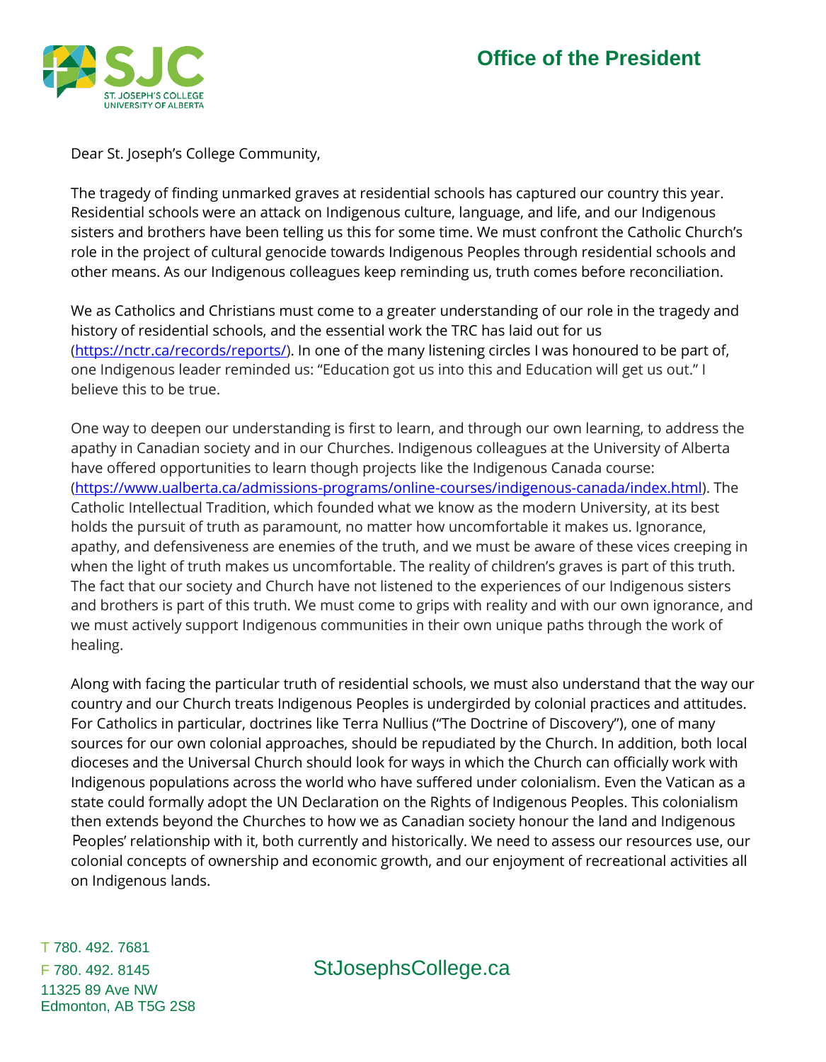**Office of the President**

Dear St. Joseph's College Community,

The tragedy of finding unmarked graves at residential schools has captured our country this year. Residential schools were an attack on Indigenous culture, language, and life, and our Indigenous sisters and brothers have been telling us this for some time. We must confront the Catholic Church's role in the project of cultural genocide towards Indigenous Peoples through residential schools and other means. As our Indigenous colleagues keep reminding us, truth comes before reconciliation.

We as Catholics and Christians must come to a greater understanding of our role in the tragedy and history of residential schools, and the essential work the TRC has laid out for us (https://nctr.ca/records/reports/). In one of the many listening circles I was honoured to be part of, one Indigenous leader reminded us: "Education got us into this and Education will get us out." I believe this to be true.

One way to deepen our understanding is first to learn, and through our own learning, to address the apathy in Canadian society and in our Churches. Indigenous colleagues at the University of Alberta have offered opportunities to learn though projects like the Indigenous Canada course: (https://www.ualberta.ca/admissions-programs/online-courses/indigenous-canada/index.html). The Catholic Intellectual Tradition, which founded what we know as the modern University, at its best holds the pursuit of truth as paramount, no matter how uncomfortable it makes us. Ignorance, apathy, and defensiveness are enemies of the truth, and we must be aware of these vices creeping in when the light of truth makes us uncomfortable. The reality of children's graves is part of this truth. The fact that our society and Church have not listened to the experiences of our Indigenous sisters and brothers is part of this truth. We must come to grips with reality and with our own ignorance, and we must actively support Indigenous communities in their own unique paths through the work of healing.

Along with facing the particular truth of residential schools, we must also understand that the way our country and our Church treats Indigenous Peoples is undergirded by colonial practices and attitudes. For Catholics in particular, doctrines like Terra Nullius ("The Doctrine of Discovery"), one of many sources for our own colonial approaches, should be repudiated by the Church. In addition, both local dioceses and the Universal Church should look for ways in which the Church can officially work with Indigenous populations across the world who have suffered under colonialism. Even the Vatican as a state could formally adopt the UN Declaration on the Rights of Indigenous Peoples. This colonialism then extends beyond the Churches to how we as Canadian society honour the land and Indigenous Peoples' relationship with it, both currently and historically. We need to assess our resources use, our colonial concepts of ownership and economic growth, and our enjoyment of recreational activities all on Indigenous lands.

T 780. 492. 7681
F 780. 492. 8145
11325 89 Ave NW
Edmonton, AB T5G 2S8

StJosephsCollege.ca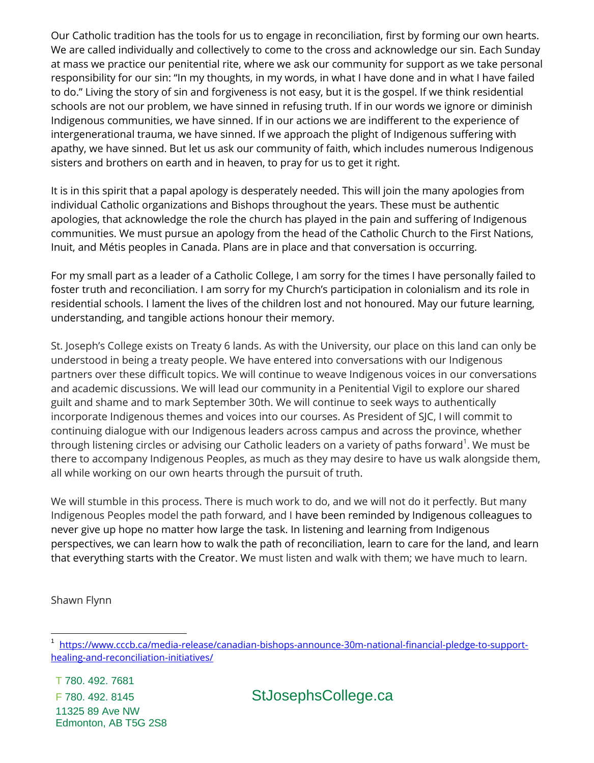Our Catholic tradition has the tools for us to engage in reconciliation, first by forming our own hearts. We are called individually and collectively to come to the cross and acknowledge our sin. Each Sunday at mass we practice our penitential rite, where we ask our community for support as we take personal responsibility for our sin: "In my thoughts, in my words, in what I have done and in what I have failed to do." Living the story of sin and forgiveness is not easy, but it is the gospel. If we think residential schools are not our problem, we have sinned in refusing truth. If in our words we ignore or diminish Indigenous communities, we have sinned. If in our actions we are indifferent to the experience of intergenerational trauma, we have sinned. If we approach the plight of Indigenous suffering with apathy, we have sinned. But let us ask our community of faith, which includes numerous Indigenous sisters and brothers on earth and in heaven, to pray for us to get it right.

It is in this spirit that a papal apology is desperately needed. This will join the many apologies from individual Catholic organizations and Bishops throughout the years. These must be authentic apologies, that acknowledge the role the church has played in the pain and suffering of Indigenous communities. We must pursue an apology from the head of the Catholic Church to the First Nations, Inuit, and Métis peoples in Canada. Plans are in place and that conversation is occurring.

For my small part as a leader of a Catholic College, I am sorry for the times I have personally failed to foster truth and reconciliation. I am sorry for my Church's participation in colonialism and its role in residential schools. I lament the lives of the children lost and not honoured. May our future learning, understanding, and tangible actions honour their memory.

St. Joseph's College exists on Treaty 6 lands. As with the University, our place on this land can only be understood in being a treaty people. We have entered into conversations with our Indigenous partners over these difficult topics. We will continue to weave Indigenous voices in our conversations and academic discussions. We will lead our community in a Penitential Vigil to explore our shared guilt and shame and to mark September 30th. We will continue to seek ways to authentically incorporate Indigenous themes and voices into our courses. As President of SJC, I will commit to continuing dialogue with our Indigenous leaders across campus and across the province, whether through listening circles or advising our Catholic leaders on a variety of paths forward[1]. We must be there to accompany Indigenous Peoples, as much as they may desire to have us walk alongside them, all while working on our own hearts through the pursuit of truth.

We will stumble in this process. There is much work to do, and we will not do it perfectly. But many Indigenous Peoples model the path forward, and I have been reminded by Indigenous colleagues to never give up hope no matter how large the task. In listening and learning from Indigenous perspectives, we can learn how to walk the path of reconciliation, learn to care for the land, and learn that everything starts with the Creator. We must listen and walk with them; we have much to learn.

Shawn Flynn

[1] https://www.cccb.ca/media-release/canadian-bishops-announce-30m-national-financial-pledge-to-support-healing-and-reconciliation-initiatives/

T 780. 492. 7681
F 780. 492. 8145
11325 89 Ave NW
Edmonton, AB T5G 2S8

StJosephsCollege.ca